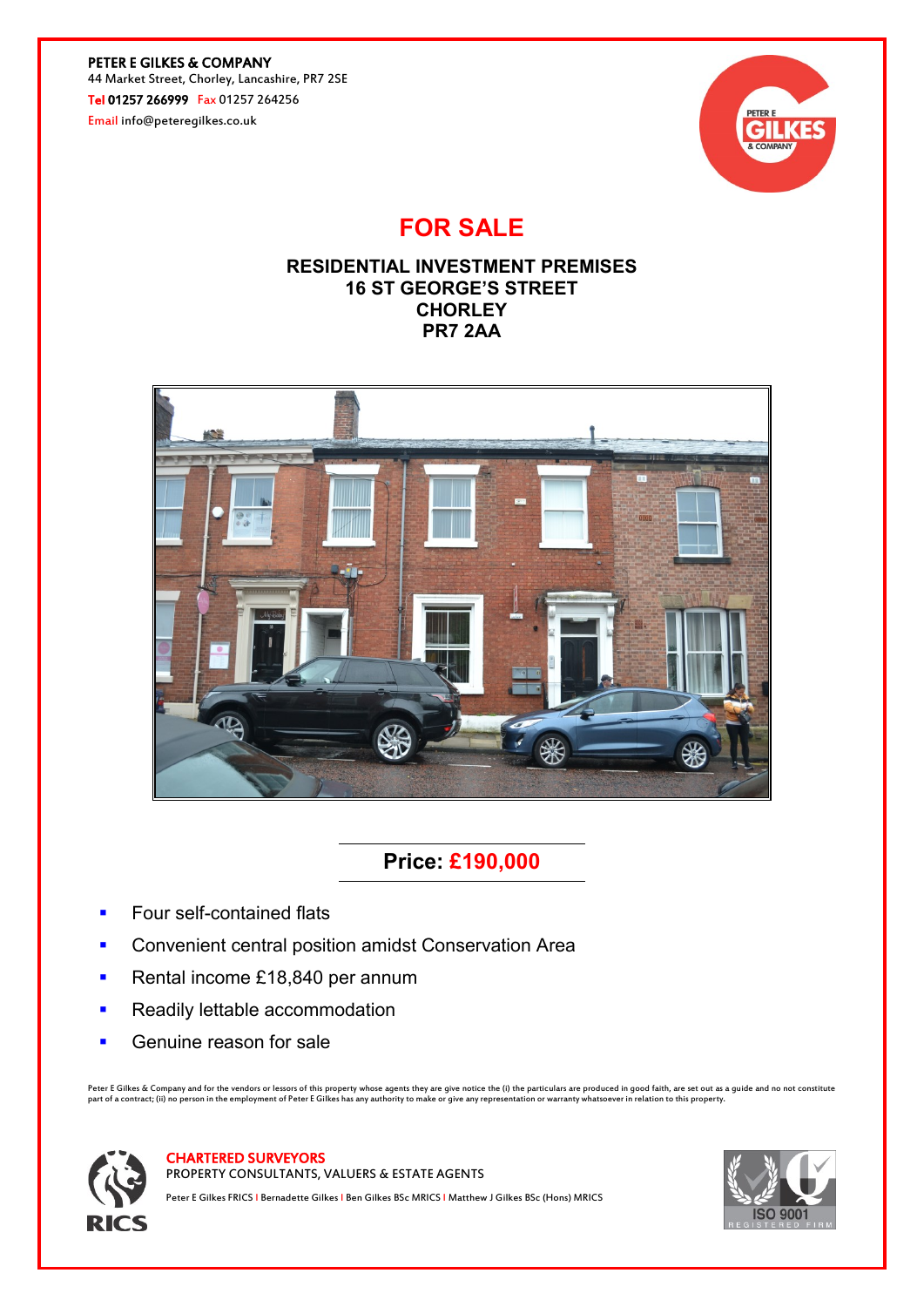**PETER E GILKES & COMPANY**
44 Market Street, Chorley, Lancashire, PR7 2SE
Tel **01257 266999** Fax 01257 264256
Email info@peteregilkes.co.uk

# FOR SALE

## RESIDENTIAL INVESTMENT PREMISES
## 16 ST GEORGE'S STREET
## CHORLEY
## PR7 2AA

**Price: £190,000**

- Four self-contained flats
- Convenient central position amidst Conservation Area
- Rental income £18,840 per annum
- Readily lettable accommodation
- Genuine reason for sale

Peter E Gilkes & Company and for the vendors or lessors of this property whose agents they are give notice the (i) the particulars are produced in good faith, are set out as a guide and no not constitute part of a contract; (ii) no person in the employment of Peter E Gilkes has any authority to make or give any representation or warranty whatsoever in relation to this property.

**CHARTERED SURVEYORS**
PROPERTY CONSULTANTS, VALUERS & ESTATE AGENTS
Peter E Gilkes FRICS | Bernadette Gilkes | Ben Gilkes BSc MRICS | Matthew J Gilkes BSc (Hons) MRICS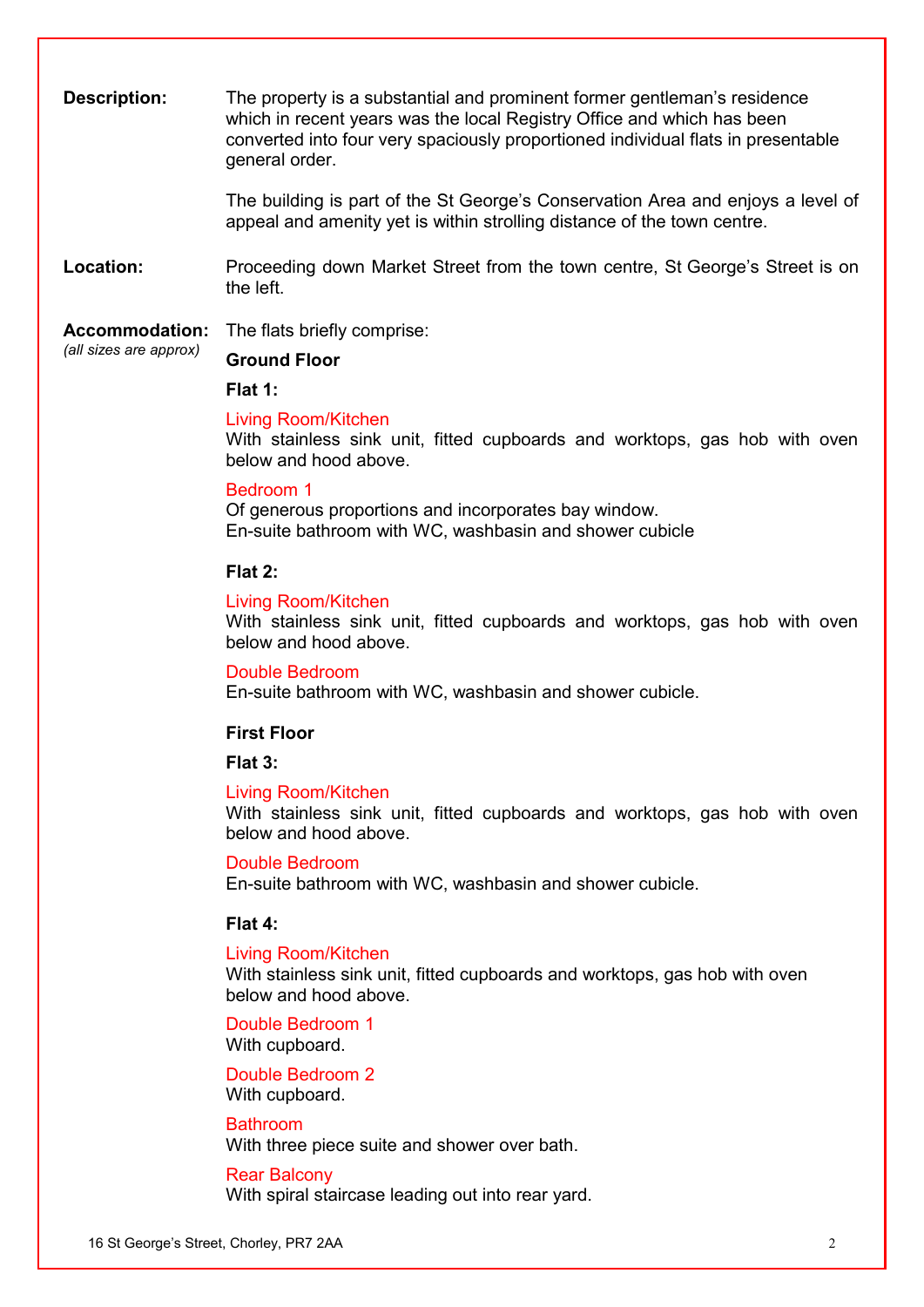**Description:** The property is a substantial and prominent former gentleman's residence which in recent years was the local Registry Office and which has been converted into four very spaciously proportioned individual flats in presentable general order.

The building is part of the St George's Conservation Area and enjoys a level of appeal and amenity yet is within strolling distance of the town centre.

**Location:** Proceeding down Market Street from the town centre, St George's Street is on the left.

**Accommodation:** *(all sizes are approx)*

The flats briefly comprise:

**Ground Floor**

**Flat 1:**

Living Room/Kitchen
With stainless sink unit, fitted cupboards and worktops, gas hob with oven below and hood above.

Bedroom 1
Of generous proportions and incorporates bay window.
En-suite bathroom with WC, washbasin and shower cubicle

**Flat 2:**

Living Room/Kitchen
With stainless sink unit, fitted cupboards and worktops, gas hob with oven below and hood above.

Double Bedroom
En-suite bathroom with WC, washbasin and shower cubicle.

**First Floor**

**Flat 3:**

Living Room/Kitchen
With stainless sink unit, fitted cupboards and worktops, gas hob with oven below and hood above.

Double Bedroom
En-suite bathroom with WC, washbasin and shower cubicle.

**Flat 4:**

Living Room/Kitchen
With stainless sink unit, fitted cupboards and worktops, gas hob with oven below and hood above.

Double Bedroom 1
With cupboard.

Double Bedroom 2
With cupboard.

Bathroom
With three piece suite and shower over bath.

Rear Balcony
With spiral staircase leading out into rear yard.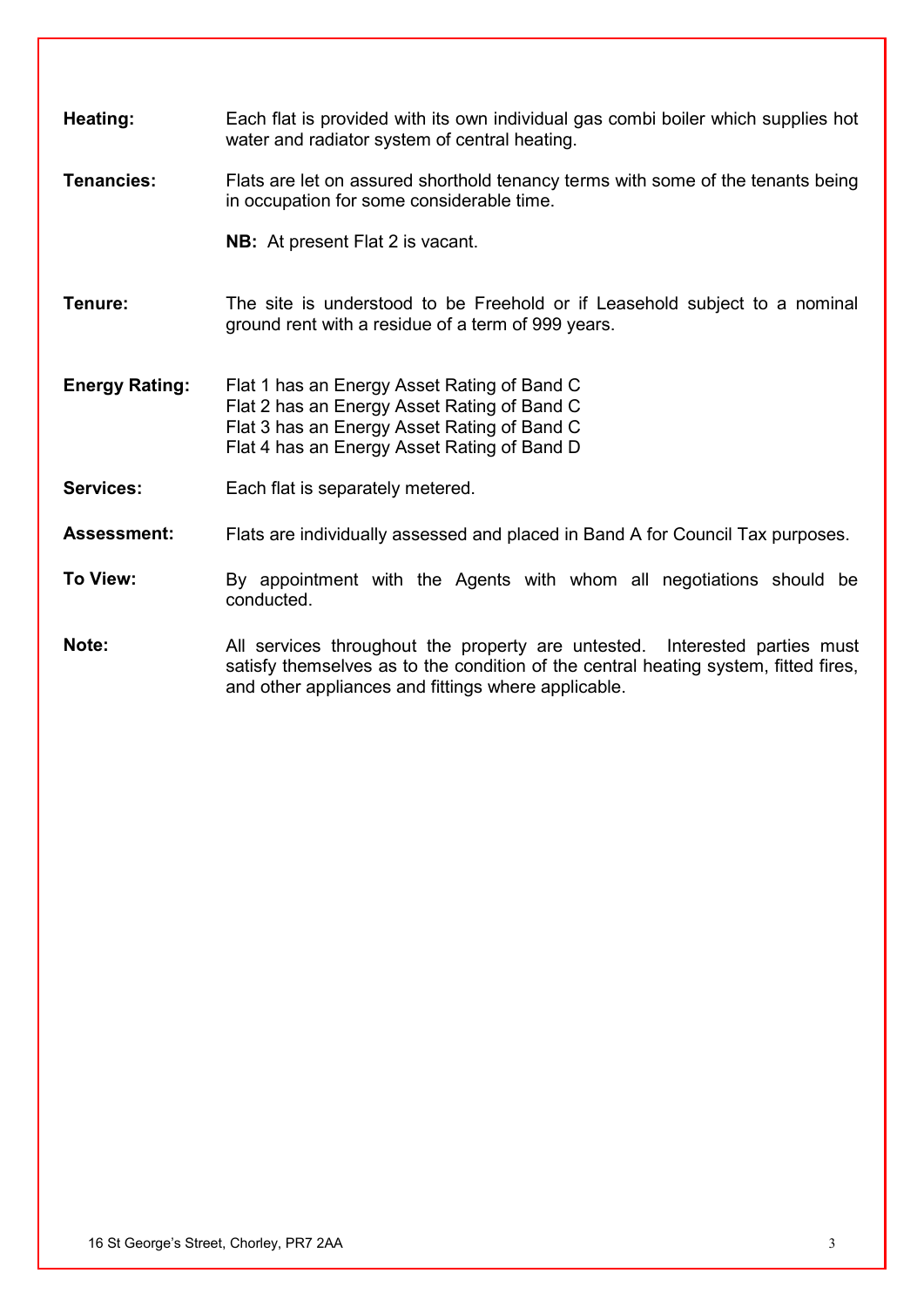**Heating:** Each flat is provided with its own individual gas combi boiler which supplies hot water and radiator system of central heating.

**Tenancies:** Flats are let on assured shorthold tenancy terms with some of the tenants being in occupation for some considerable time.

**NB:** At present Flat 2 is vacant.

**Tenure:** The site is understood to be Freehold or if Leasehold subject to a nominal ground rent with a residue of a term of 999 years.

**Energy Rating:**
Flat 1 has an Energy Asset Rating of Band C
Flat 2 has an Energy Asset Rating of Band C
Flat 3 has an Energy Asset Rating of Band C
Flat 4 has an Energy Asset Rating of Band D

**Services:** Each flat is separately metered.

**Assessment:** Flats are individually assessed and placed in Band A for Council Tax purposes.

**To View:** By appointment with the Agents with whom all negotiations should be conducted.

**Note:** All services throughout the property are untested. Interested parties must satisfy themselves as to the condition of the central heating system, fitted fires, and other appliances and fittings where applicable.